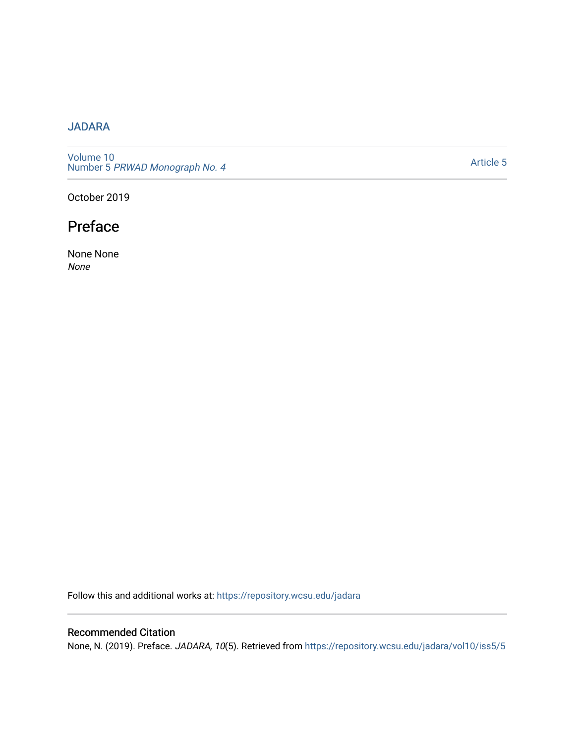JADARA

Volume 10
Number 5 *PRWAD Monograph No. 4*

Article 5

October 2019

# Preface

None None
*None*

Follow this and additional works at: https://repository.wcsu.edu/jadara

## Recommended Citation

None, N. (2019). Preface. *JADARA, 10*(5). Retrieved from https://repository.wcsu.edu/jadara/vol10/iss5/5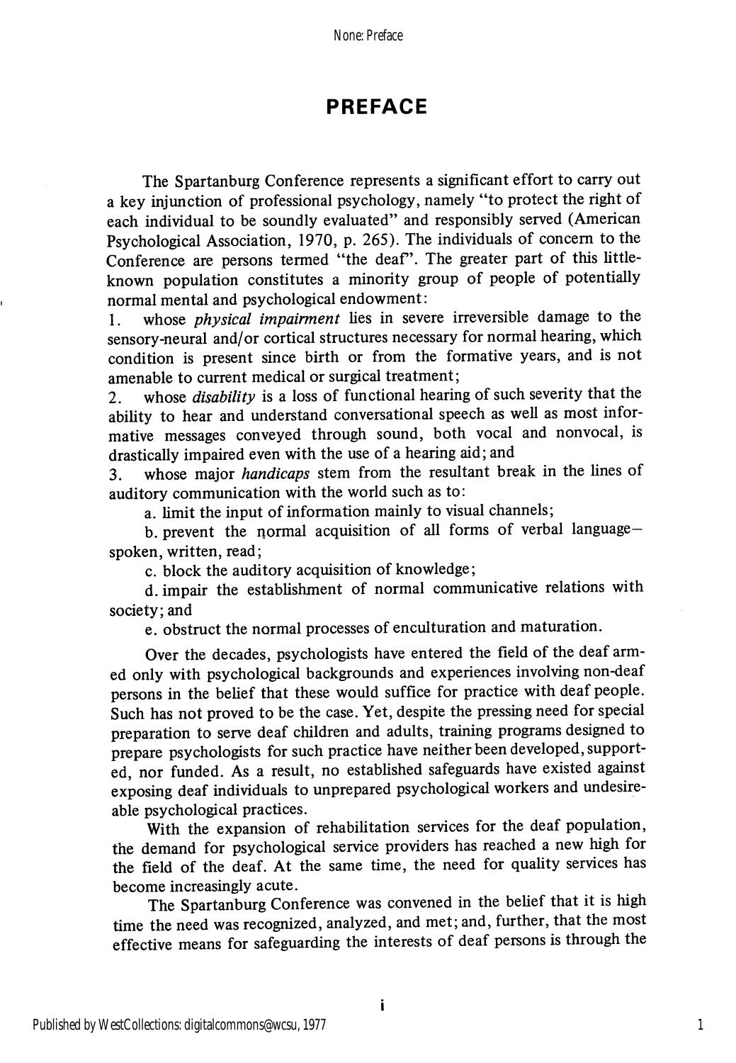# PREFACE

The Spartanburg Conference represents a significant effort to carry out a key injunction of professional psychology, namely "to protect the right of each individual to be soundly evaluated" and responsibly served (American Psychological Association, 1970, p. 265). The individuals of concern to the Conference are persons termed "the deaf". The greater part of this little-known population constitutes a minority group of people of potentially normal mental and psychological endowment:

1. whose *physical impairment* lies in severe irreversible damage to the sensory-neural and/or cortical structures necessary for normal hearing, which condition is present since birth or from the formative years, and is not amenable to current medical or surgical treatment;
2. whose *disability* is a loss of functional hearing of such severity that the ability to hear and understand conversational speech as well as most informative messages conveyed through sound, both vocal and nonvocal, is drastically impaired even with the use of a hearing aid; and
3. whose major *handicaps* stem from the resultant break in the lines of auditory communication with the world such as to:

   a. limit the input of information mainly to visual channels;

   b. prevent the normal acquisition of all forms of verbal language—spoken, written, read;

   c. block the auditory acquisition of knowledge;

   d. impair the establishment of normal communicative relations with society; and

   e. obstruct the normal processes of enculturation and maturation.

Over the decades, psychologists have entered the field of the deaf armed only with psychological backgrounds and experiences involving non-deaf persons in the belief that these would suffice for practice with deaf people. Such has not proved to be the case. Yet, despite the pressing need for special preparation to serve deaf children and adults, training programs designed to prepare psychologists for such practice have neither been developed, supported, nor funded. As a result, no established safeguards have existed against exposing deaf individuals to unprepared psychological workers and undesireable psychological practices.

With the expansion of rehabilitation services for the deaf population, the demand for psychological service providers has reached a new high for the field of the deaf. At the same time, the need for quality services has become increasingly acute.

The Spartanburg Conference was convened in the belief that it is high time the need was recognized, analyzed, and met; and, further, that the most effective means for safeguarding the interests of deaf persons is through the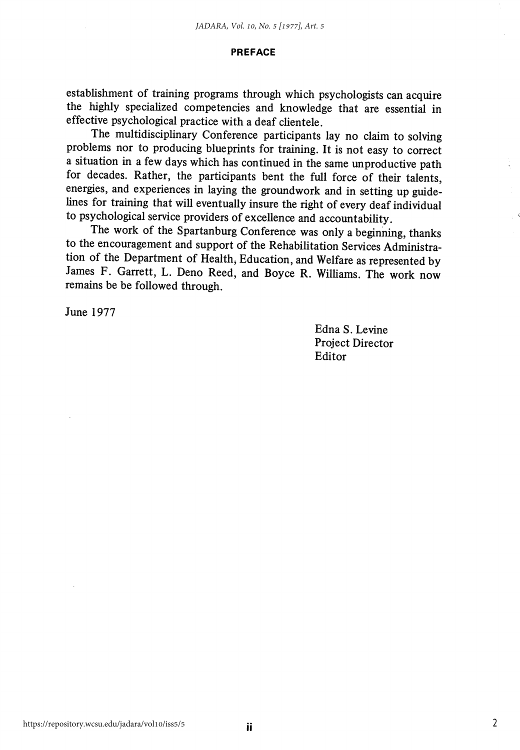## PREFACE

establishment of training programs through which psychologists can acquire the highly specialized competencies and knowledge that are essential in effective psychological practice with a deaf clientele.

The multidisciplinary Conference participants lay no claim to solving problems nor to producing blueprints for training. It is not easy to correct a situation in a few days which has continued in the same unproductive path for decades. Rather, the participants bent the full force of their talents, energies, and experiences in laying the groundwork and in setting up guidelines for training that will eventually insure the right of every deaf individual to psychological service providers of excellence and accountability.

The work of the Spartanburg Conference was only a beginning, thanks to the encouragement and support of the Rehabilitation Services Administration of the Department of Health, Education, and Welfare as represented by James F. Garrett, L. Deno Reed, and Boyce R. Williams. The work now remains be be followed through.

June 1977

Edna S. Levine
Project Director
Editor